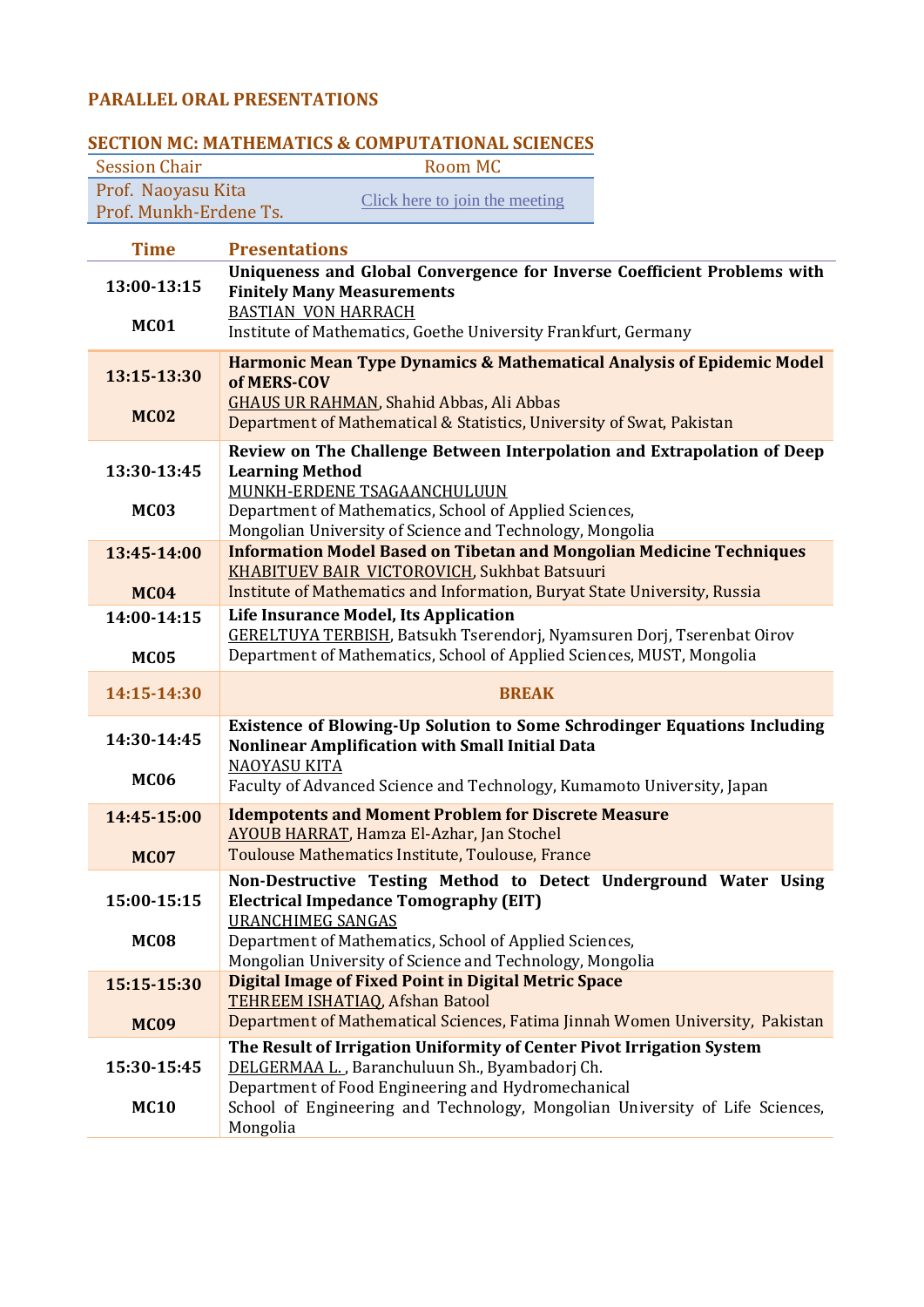## PARALLEL ORAL PRESENTATIONS

### SECTION MC: MATHEMATICS & COMPUTATIONAL SCIENCES

| Session Chair | Room MC |
|---|---|
| Prof. Naoyasu Kita<br>Prof. Munkh-Erdene Ts. | Click here to join the meeting |

| Time | Presentations |
|---|---|
| 13:00-13:15<br><br>**MC01** | **Uniqueness and Global Convergence for Inverse Coefficient Problems with Finitely Many Measurements**<br>BASTIAN VON HARRACH<br>Institute of Mathematics, Goethe University Frankfurt, Germany |
| 13:15-13:30<br><br>**MC02** | **Harmonic Mean Type Dynamics & Mathematical Analysis of Epidemic Model of MERS-COV**<br>GHAUS UR RAHMAN, Shahid Abbas, Ali Abbas<br>Department of Mathematical & Statistics, University of Swat, Pakistan |
| 13:30-13:45<br><br>**MC03** | **Review on The Challenge Between Interpolation and Extrapolation of Deep Learning Method**<br>MUNKH-ERDENE TSAGAANCHULUUN<br>Department of Mathematics, School of Applied Sciences,<br>Mongolian University of Science and Technology, Mongolia |
| 13:45-14:00<br><br>**MC04** | **Information Model Based on Tibetan and Mongolian Medicine Techniques**<br>KHABITUEV BAIR VICTOROVICH, Sukhbat Batsuuri<br>Institute of Mathematics and Information, Buryat State University, Russia |
| 14:00-14:15<br><br>**MC05** | **Life Insurance Model, Its Application**<br>GERELTUYA TERBISH, Batsukh Tserendorj, Nyamsuren Dorj, Tserenbat Oirov<br>Department of Mathematics, School of Applied Sciences, MUST, Mongolia |
| 14:15-14:30 | **BREAK** |
| 14:30-14:45<br><br>**MC06** | **Existence of Blowing-Up Solution to Some Schrodinger Equations Including Nonlinear Amplification with Small Initial Data**<br>NAOYASU KITA<br>Faculty of Advanced Science and Technology, Kumamoto University, Japan |
| 14:45-15:00<br><br>**MC07** | **Idempotents and Moment Problem for Discrete Measure**<br>AYOUB HARRAT, Hamza El-Azhar, Jan Stochel<br>Toulouse Mathematics Institute, Toulouse, France |
| 15:00-15:15<br><br>**MC08** | **Non-Destructive Testing Method to Detect Underground Water Using Electrical Impedance Tomography (EIT)**<br>URANCHIMEG SANGAS<br>Department of Mathematics, School of Applied Sciences,<br>Mongolian University of Science and Technology, Mongolia |
| 15:15-15:30<br><br>**MC09** | **Digital Image of Fixed Point in Digital Metric Space**<br>TEHREEM ISHATIAQ, Afshan Batool<br>Department of Mathematical Sciences, Fatima Jinnah Women University, Pakistan |
| 15:30-15:45<br><br>**MC10** | **The Result of Irrigation Uniformity of Center Pivot Irrigation System**<br>DELGERMAA L., Baranchuluun Sh., Byambadorj Ch.<br>Department of Food Engineering and Hydromechanical<br>School of Engineering and Technology, Mongolian University of Life Sciences, Mongolia |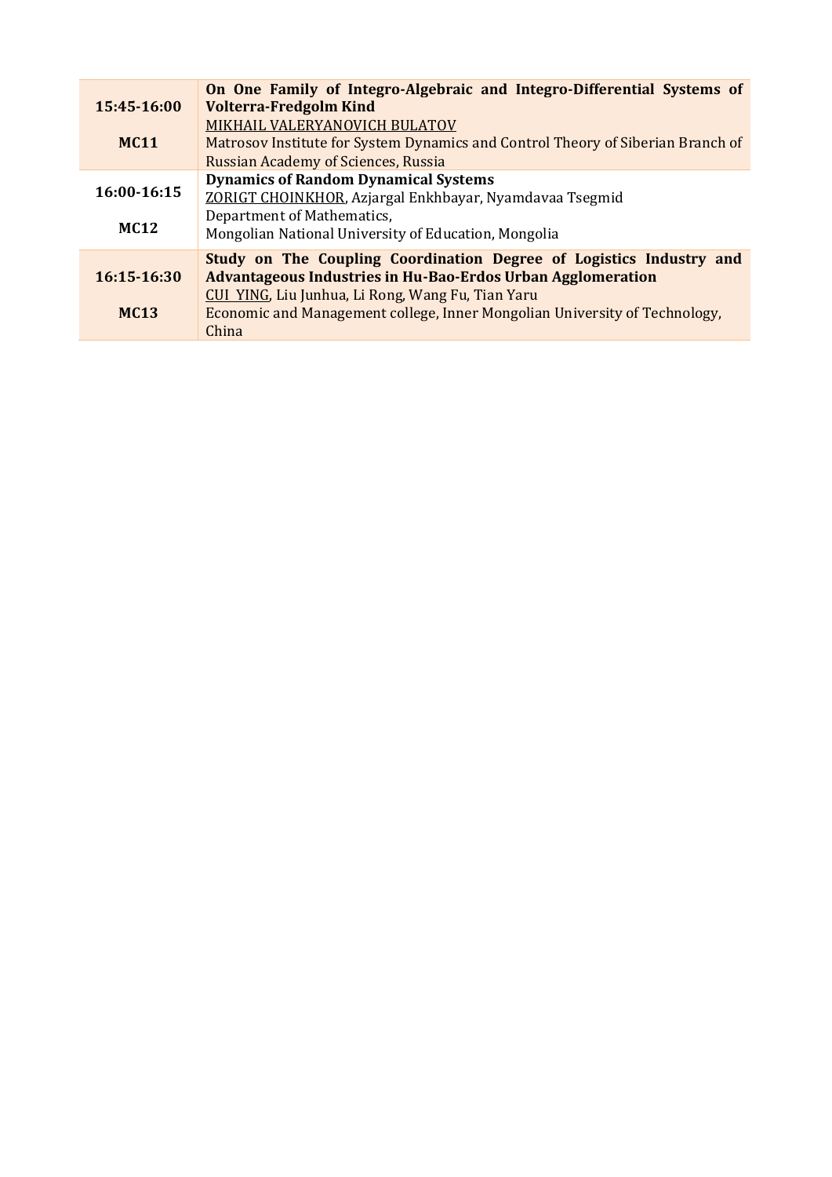| | |
|---|---|
| **15:45-16:00**<br><br>**MC11** | **On One Family of Integro-Algebraic and Integro-Differential Systems of Volterra-Fredgolm Kind**<br>MIKHAIL VALERYANOVICH BULATOV<br>Matrosov Institute for System Dynamics and Control Theory of Siberian Branch of Russian Academy of Sciences, Russia |
| **16:00-16:15**<br><br>**MC12** | **Dynamics of Random Dynamical Systems**<br>ZORIGT CHOINKHOR, Azjargal Enkhbayar, Nyamdavaa Tsegmid<br>Department of Mathematics,<br>Mongolian National University of Education, Mongolia |
| **16:15-16:30**<br><br>**MC13** | **Study on The Coupling Coordination Degree of Logistics Industry and Advantageous Industries in Hu-Bao-Erdos Urban Agglomeration**<br>CUI YING, Liu Junhua, Li Rong, Wang Fu, Tian Yaru<br>Economic and Management college, Inner Mongolian University of Technology, China |